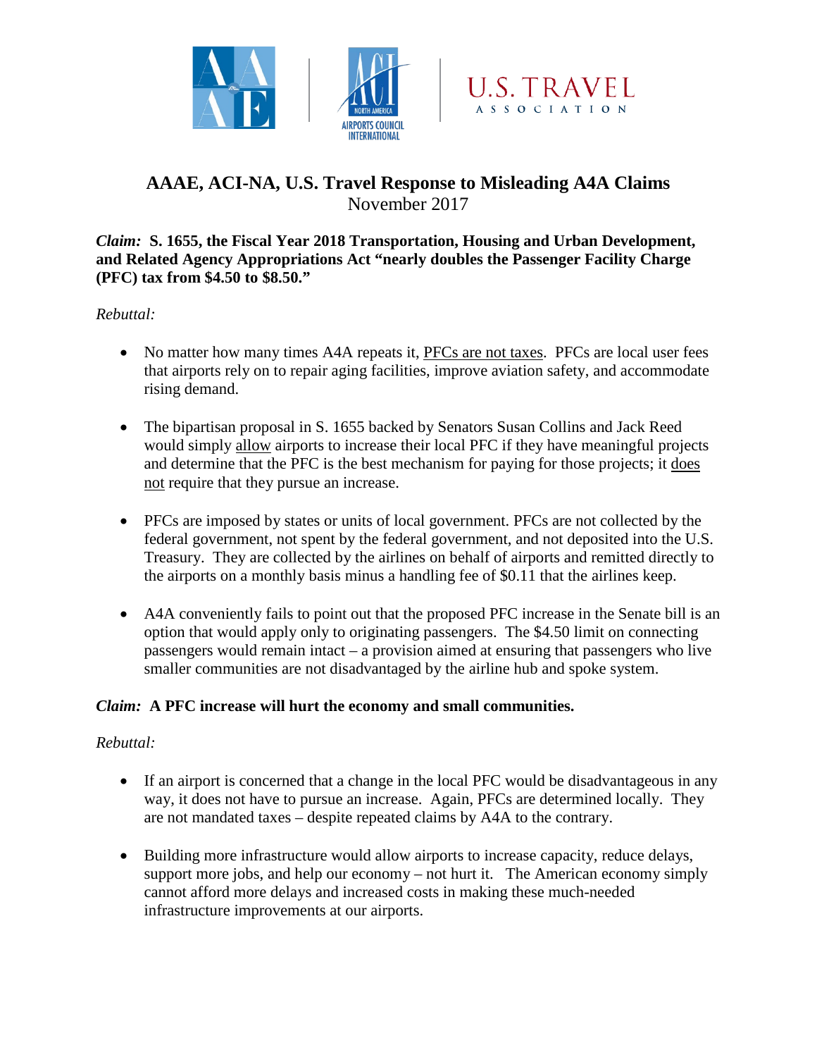# AAAE, ACI-NA, U.S. Travel Response to Misleading A4A Claims

November 2017

***Claim:* S. 1655, the Fiscal Year 2018 Transportation, Housing and Urban Development, and Related Agency Appropriations Act "nearly doubles the Passenger Facility Charge (PFC) tax from $4.50 to $8.50."**

*Rebuttal:*

- No matter how many times A4A repeats it, PFCs are not taxes. PFCs are local user fees that airports rely on to repair aging facilities, improve aviation safety, and accommodate rising demand.
- The bipartisan proposal in S. 1655 backed by Senators Susan Collins and Jack Reed would simply allow airports to increase their local PFC if they have meaningful projects and determine that the PFC is the best mechanism for paying for those projects; it does not require that they pursue an increase.
- PFCs are imposed by states or units of local government. PFCs are not collected by the federal government, not spent by the federal government, and not deposited into the U.S. Treasury. They are collected by the airlines on behalf of airports and remitted directly to the airports on a monthly basis minus a handling fee of $0.11 that the airlines keep.
- A4A conveniently fails to point out that the proposed PFC increase in the Senate bill is an option that would apply only to originating passengers. The $4.50 limit on connecting passengers would remain intact – a provision aimed at ensuring that passengers who live smaller communities are not disadvantaged by the airline hub and spoke system.

***Claim:* A PFC increase will hurt the economy and small communities.**

*Rebuttal:*

- If an airport is concerned that a change in the local PFC would be disadvantageous in any way, it does not have to pursue an increase. Again, PFCs are determined locally. They are not mandated taxes – despite repeated claims by A4A to the contrary.
- Building more infrastructure would allow airports to increase capacity, reduce delays, support more jobs, and help our economy – not hurt it. The American economy simply cannot afford more delays and increased costs in making these much-needed infrastructure improvements at our airports.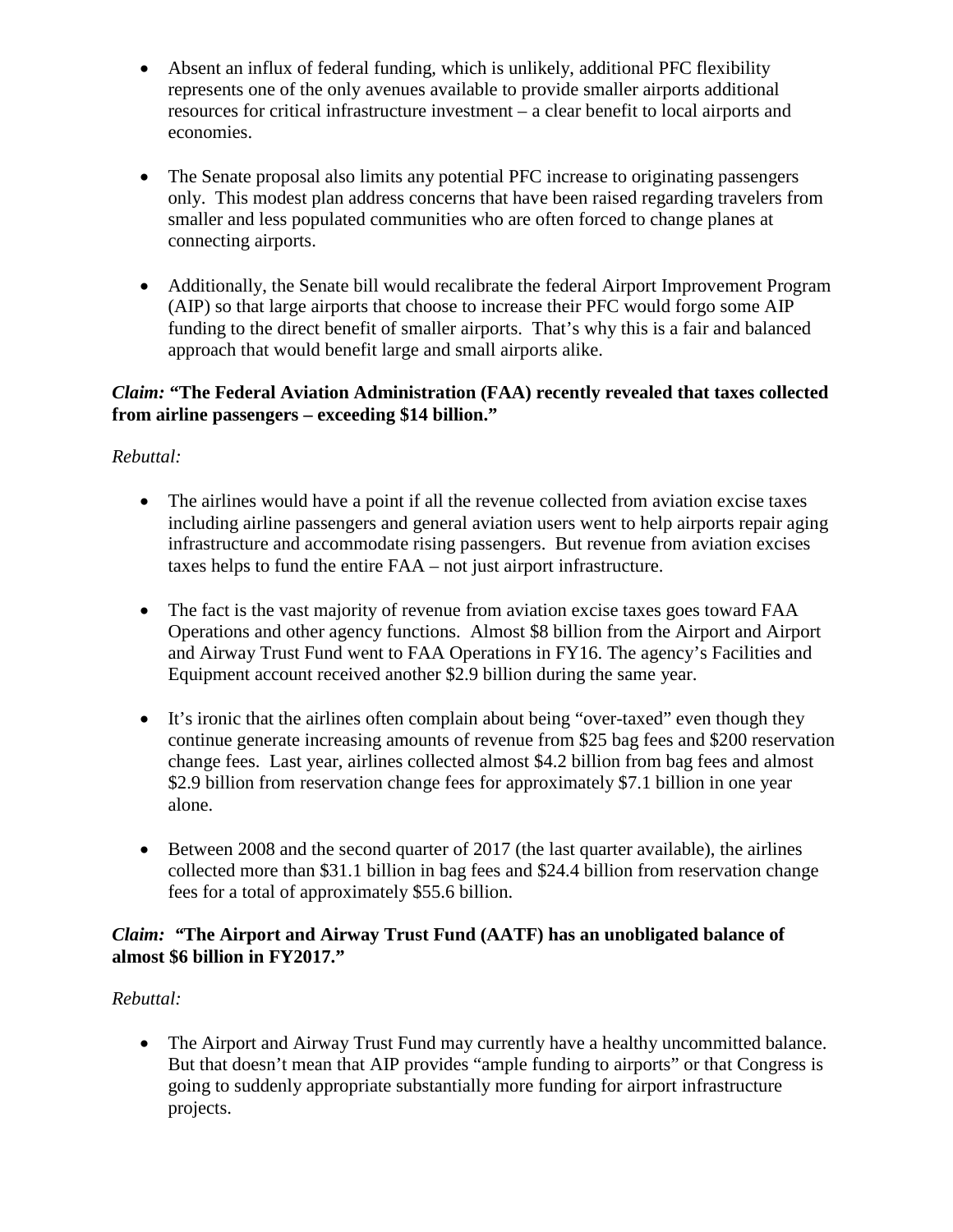- Absent an influx of federal funding, which is unlikely, additional PFC flexibility represents one of the only avenues available to provide smaller airports additional resources for critical infrastructure investment – a clear benefit to local airports and economies.

- The Senate proposal also limits any potential PFC increase to originating passengers only. This modest plan address concerns that have been raised regarding travelers from smaller and less populated communities who are often forced to change planes at connecting airports.

- Additionally, the Senate bill would recalibrate the federal Airport Improvement Program (AIP) so that large airports that choose to increase their PFC would forgo some AIP funding to the direct benefit of smaller airports. That's why this is a fair and balanced approach that would benefit large and small airports alike.

***Claim:* "The Federal Aviation Administration (FAA) recently revealed that taxes collected from airline passengers – exceeding $14 billion."**

*Rebuttal:*

- The airlines would have a point if all the revenue collected from aviation excise taxes including airline passengers and general aviation users went to help airports repair aging infrastructure and accommodate rising passengers. But revenue from aviation excises taxes helps to fund the entire FAA – not just airport infrastructure.

- The fact is the vast majority of revenue from aviation excise taxes goes toward FAA Operations and other agency functions. Almost $8 billion from the Airport and Airport and Airway Trust Fund went to FAA Operations in FY16. The agency's Facilities and Equipment account received another $2.9 billion during the same year.

- It's ironic that the airlines often complain about being "over-taxed" even though they continue generate increasing amounts of revenue from $25 bag fees and $200 reservation change fees. Last year, airlines collected almost $4.2 billion from bag fees and almost $2.9 billion from reservation change fees for approximately $7.1 billion in one year alone.

- Between 2008 and the second quarter of 2017 (the last quarter available), the airlines collected more than $31.1 billion in bag fees and $24.4 billion from reservation change fees for a total of approximately $55.6 billion.

***Claim:* "The Airport and Airway Trust Fund (AATF) has an unobligated balance of almost $6 billion in FY2017."**

*Rebuttal:*

- The Airport and Airway Trust Fund may currently have a healthy uncommitted balance. But that doesn't mean that AIP provides "ample funding to airports" or that Congress is going to suddenly appropriate substantially more funding for airport infrastructure projects.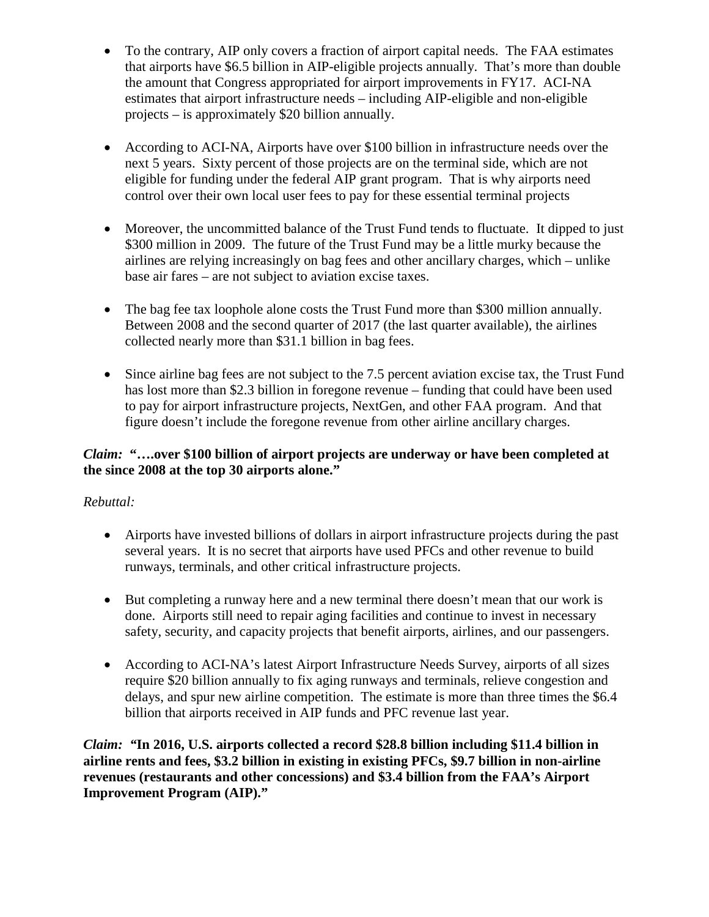- To the contrary, AIP only covers a fraction of airport capital needs. The FAA estimates that airports have $6.5 billion in AIP-eligible projects annually. That's more than double the amount that Congress appropriated for airport improvements in FY17. ACI-NA estimates that airport infrastructure needs – including AIP-eligible and non-eligible projects – is approximately $20 billion annually.

- According to ACI-NA, Airports have over $100 billion in infrastructure needs over the next 5 years. Sixty percent of those projects are on the terminal side, which are not eligible for funding under the federal AIP grant program. That is why airports need control over their own local user fees to pay for these essential terminal projects

- Moreover, the uncommitted balance of the Trust Fund tends to fluctuate. It dipped to just $300 million in 2009. The future of the Trust Fund may be a little murky because the airlines are relying increasingly on bag fees and other ancillary charges, which – unlike base air fares – are not subject to aviation excise taxes.

- The bag fee tax loophole alone costs the Trust Fund more than $300 million annually. Between 2008 and the second quarter of 2017 (the last quarter available), the airlines collected nearly more than $31.1 billion in bag fees.

- Since airline bag fees are not subject to the 7.5 percent aviation excise tax, the Trust Fund has lost more than $2.3 billion in foregone revenue – funding that could have been used to pay for airport infrastructure projects, NextGen, and other FAA program. And that figure doesn't include the foregone revenue from other airline ancillary charges.

***Claim:* "….over $100 billion of airport projects are underway or have been completed at the since 2008 at the top 30 airports alone."**

*Rebuttal:*

- Airports have invested billions of dollars in airport infrastructure projects during the past several years. It is no secret that airports have used PFCs and other revenue to build runways, terminals, and other critical infrastructure projects.

- But completing a runway here and a new terminal there doesn't mean that our work is done. Airports still need to repair aging facilities and continue to invest in necessary safety, security, and capacity projects that benefit airports, airlines, and our passengers.

- According to ACI-NA's latest Airport Infrastructure Needs Survey, airports of all sizes require $20 billion annually to fix aging runways and terminals, relieve congestion and delays, and spur new airline competition. The estimate is more than three times the $6.4 billion that airports received in AIP funds and PFC revenue last year.

***Claim:* "In 2016, U.S. airports collected a record $28.8 billion including $11.4 billion in airline rents and fees, $3.2 billion in existing in existing PFCs, $9.7 billion in non-airline revenues (restaurants and other concessions) and $3.4 billion from the FAA's Airport Improvement Program (AIP)."**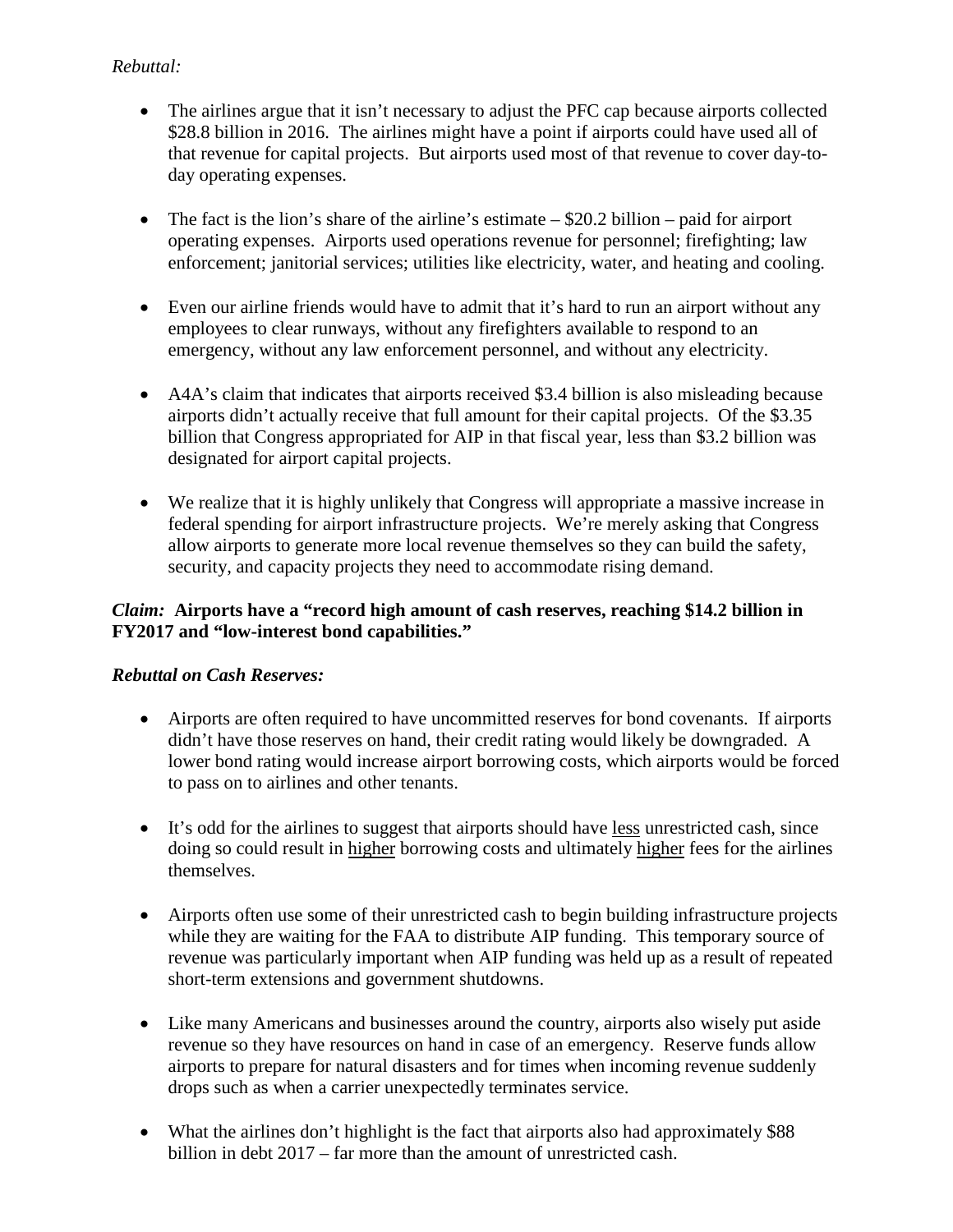*Rebuttal:*

- The airlines argue that it isn't necessary to adjust the PFC cap because airports collected \$28.8 billion in 2016. The airlines might have a point if airports could have used all of that revenue for capital projects. But airports used most of that revenue to cover day-to-day operating expenses.

- The fact is the lion's share of the airline's estimate – \$20.2 billion – paid for airport operating expenses. Airports used operations revenue for personnel; firefighting; law enforcement; janitorial services; utilities like electricity, water, and heating and cooling.

- Even our airline friends would have to admit that it's hard to run an airport without any employees to clear runways, without any firefighters available to respond to an emergency, without any law enforcement personnel, and without any electricity.

- A4A's claim that indicates that airports received \$3.4 billion is also misleading because airports didn't actually receive that full amount for their capital projects. Of the \$3.35 billion that Congress appropriated for AIP in that fiscal year, less than \$3.2 billion was designated for airport capital projects.

- We realize that it is highly unlikely that Congress will appropriate a massive increase in federal spending for airport infrastructure projects. We're merely asking that Congress allow airports to generate more local revenue themselves so they can build the safety, security, and capacity projects they need to accommodate rising demand.

***Claim:* Airports have a "record high amount of cash reserves, reaching \$14.2 billion in FY2017 and "low-interest bond capabilities."**

***Rebuttal on Cash Reserves:***

- Airports are often required to have uncommitted reserves for bond covenants. If airports didn't have those reserves on hand, their credit rating would likely be downgraded. A lower bond rating would increase airport borrowing costs, which airports would be forced to pass on to airlines and other tenants.

- It's odd for the airlines to suggest that airports should have <u>less</u> unrestricted cash, since doing so could result in <u>higher</u> borrowing costs and ultimately <u>higher</u> fees for the airlines themselves.

- Airports often use some of their unrestricted cash to begin building infrastructure projects while they are waiting for the FAA to distribute AIP funding. This temporary source of revenue was particularly important when AIP funding was held up as a result of repeated short-term extensions and government shutdowns.

- Like many Americans and businesses around the country, airports also wisely put aside revenue so they have resources on hand in case of an emergency. Reserve funds allow airports to prepare for natural disasters and for times when incoming revenue suddenly drops such as when a carrier unexpectedly terminates service.

- What the airlines don't highlight is the fact that airports also had approximately \$88 billion in debt 2017 – far more than the amount of unrestricted cash.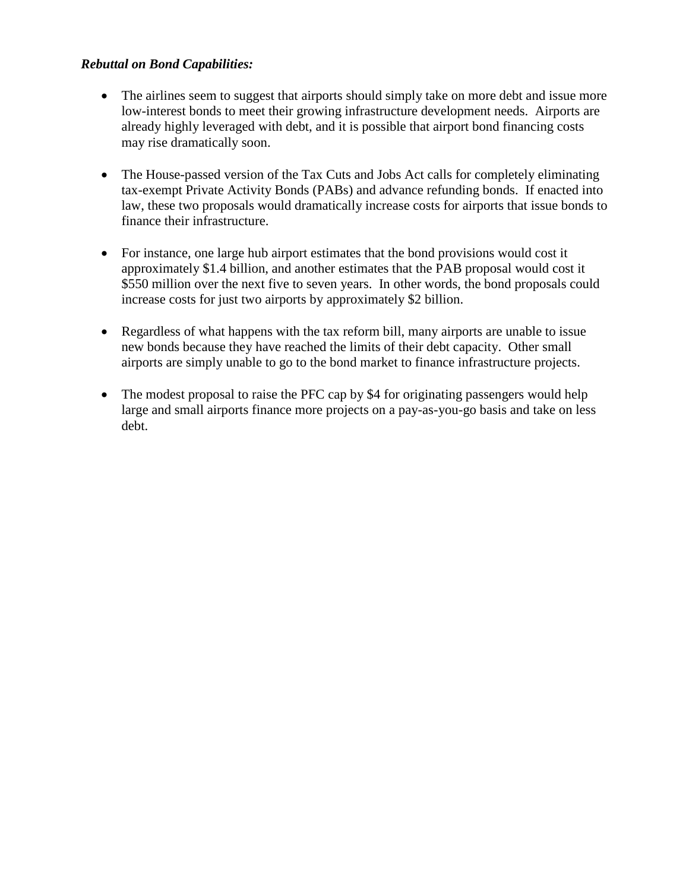***Rebuttal on Bond Capabilities:***

- The airlines seem to suggest that airports should simply take on more debt and issue more low-interest bonds to meet their growing infrastructure development needs. Airports are already highly leveraged with debt, and it is possible that airport bond financing costs may rise dramatically soon.

- The House-passed version of the Tax Cuts and Jobs Act calls for completely eliminating tax-exempt Private Activity Bonds (PABs) and advance refunding bonds. If enacted into law, these two proposals would dramatically increase costs for airports that issue bonds to finance their infrastructure.

- For instance, one large hub airport estimates that the bond provisions would cost it approximately $1.4 billion, and another estimates that the PAB proposal would cost it $550 million over the next five to seven years. In other words, the bond proposals could increase costs for just two airports by approximately $2 billion.

- Regardless of what happens with the tax reform bill, many airports are unable to issue new bonds because they have reached the limits of their debt capacity. Other small airports are simply unable to go to the bond market to finance infrastructure projects.

- The modest proposal to raise the PFC cap by $4 for originating passengers would help large and small airports finance more projects on a pay-as-you-go basis and take on less debt.